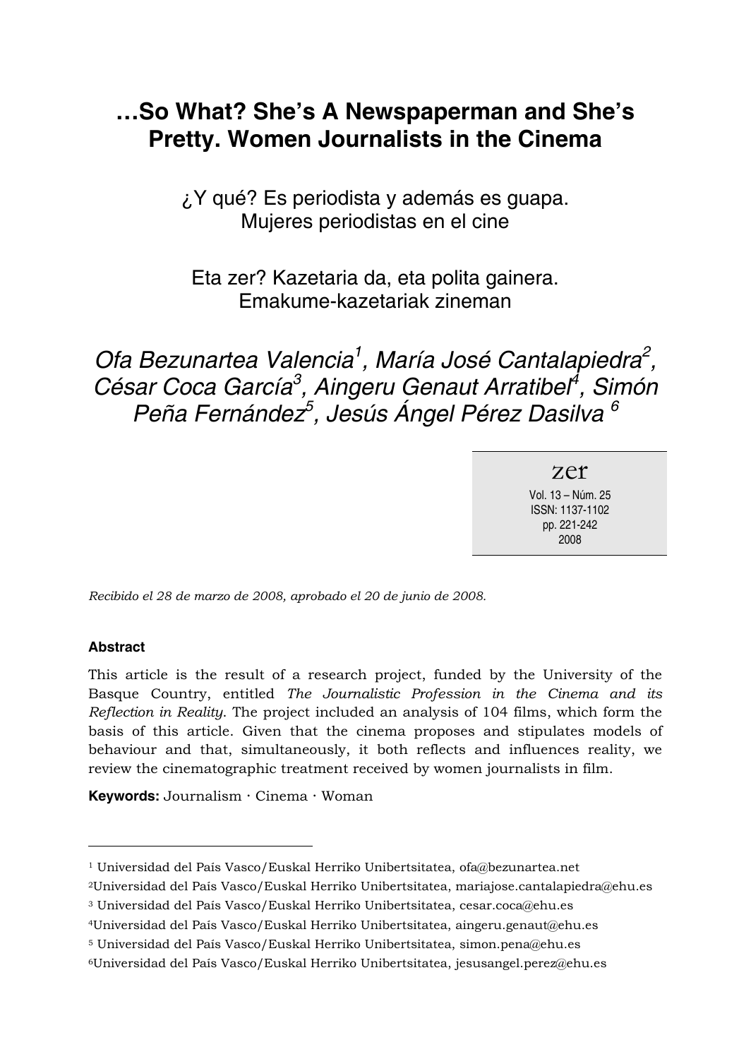# …So What? She's A Newspaperman and She's Pretty. Women Journalists in the Cinema

¿Y qué? Es periodista y además es guapa. Mujeres periodistas en el cine

Eta zer? Kazetaria da, eta polita gainera. Emakume-kazetariak zineman

*Ofa Bezunartea Valencia[1], María José Cantalapiedra[2], César Coca García[3], Aingeru Genaut Arratibel[4], Simón Peña Fernández[5], Jesús Ángel Pérez Dasilva [6]*

zer
Vol. 13 – Núm. 25
ISSN: 1137-1102
pp. 221-242
2008

*Recibido el 28 de marzo de 2008, aprobado el 20 de junio de 2008.*

**Abstract**

This article is the result of a research project, funded by the University of the Basque Country, entitled *The Journalistic Profession in the Cinema and its Reflection in Reality*. The project included an analysis of 104 films, which form the basis of this article. Given that the cinema proposes and stipulates models of behaviour and that, simultaneously, it both reflects and influences reality, we review the cinematographic treatment received by women journalists in film.

**Keywords:** Journalism · Cinema · Woman

---

[1] Universidad del País Vasco/Euskal Herriko Unibertsitatea, ofa@bezunartea.net

[2] Universidad del País Vasco/Euskal Herriko Unibertsitatea, mariajose.cantalapiedra@ehu.es

[3] Universidad del País Vasco/Euskal Herriko Unibertsitatea, cesar.coca@ehu.es

[4] Universidad del País Vasco/Euskal Herriko Unibertsitatea, aingeru.genaut@ehu.es

[5] Universidad del País Vasco/Euskal Herriko Unibertsitatea, simon.pena@ehu.es

[6] Universidad del País Vasco/Euskal Herriko Unibertsitatea, jesusangel.perez@ehu.es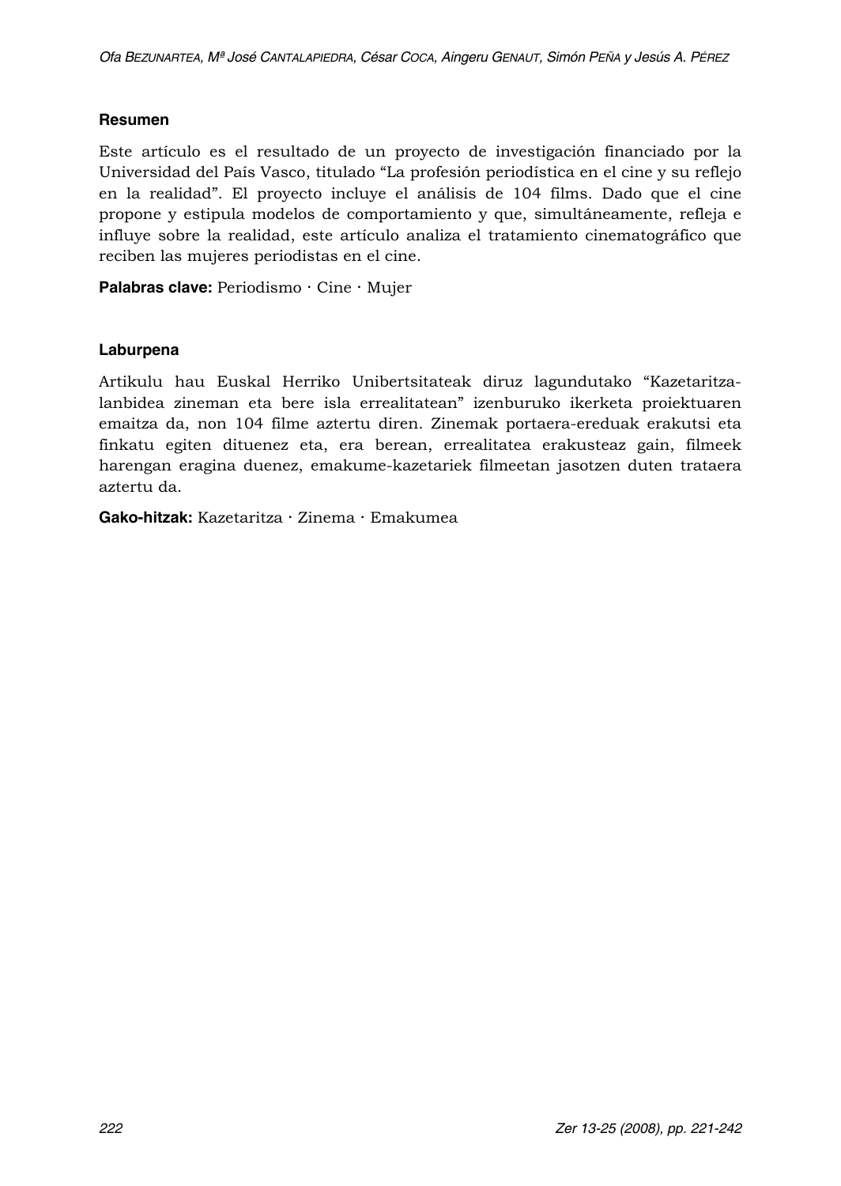### Resumen

Este artículo es el resultado de un proyecto de investigación financiado por la Universidad del País Vasco, titulado "La profesión periodística en el cine y su reflejo en la realidad". El proyecto incluye el análisis de 104 films. Dado que el cine propone y estipula modelos de comportamiento y que, simultáneamente, refleja e influye sobre la realidad, este artículo analiza el tratamiento cinematográfico que reciben las mujeres periodistas en el cine.

**Palabras clave:** Periodismo · Cine · Mujer

### Laburpena

Artikulu hau Euskal Herriko Unibertsitateak diruz lagundutako "Kazetaritza-lanbidea zineman eta bere isla errealitatean" izenburuko ikerketa proiektuaren emaitza da, non 104 filme aztertu diren. Zinemak portaera-ereduak erakutsi eta finkatu egiten dituenez eta, era berean, errealitatea erakusteaz gain, filmeek harengan eragina duenez, emakume-kazetariek filmeetan jasotzen duten trataera aztertu da.

**Gako-hitzak:** Kazetaritza · Zinema · Emakumea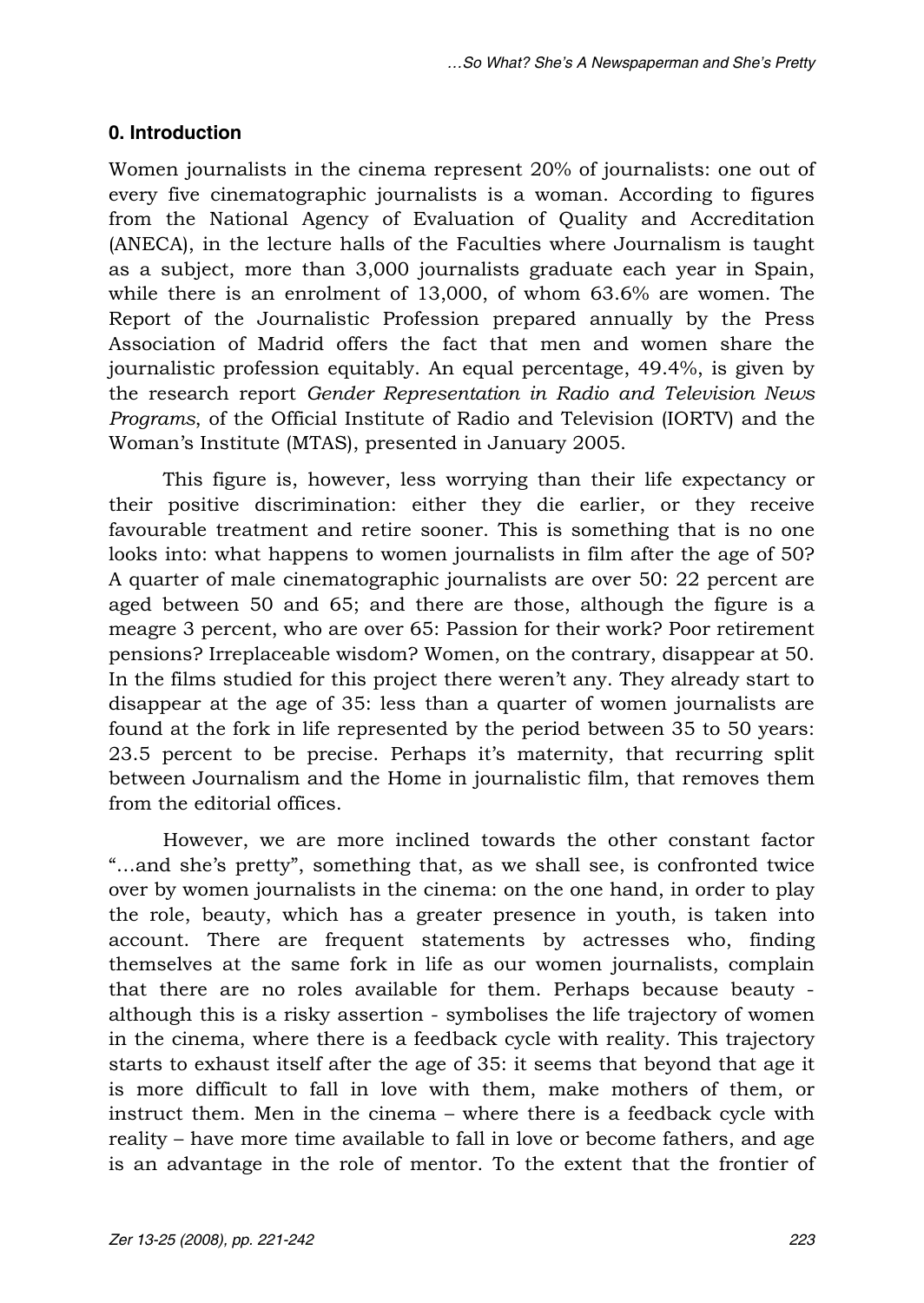## 0. Introduction

Women journalists in the cinema represent 20% of journalists: one out of every five cinematographic journalists is a woman. According to figures from the National Agency of Evaluation of Quality and Accreditation (ANECA), in the lecture halls of the Faculties where Journalism is taught as a subject, more than 3,000 journalists graduate each year in Spain, while there is an enrolment of 13,000, of whom 63.6% are women. The Report of the Journalistic Profession prepared annually by the Press Association of Madrid offers the fact that men and women share the journalistic profession equitably. An equal percentage, 49.4%, is given by the research report *Gender Representation in Radio and Television News Programs*, of the Official Institute of Radio and Television (IORTV) and the Woman's Institute (MTAS), presented in January 2005.

This figure is, however, less worrying than their life expectancy or their positive discrimination: either they die earlier, or they receive favourable treatment and retire sooner. This is something that is no one looks into: what happens to women journalists in film after the age of 50? A quarter of male cinematographic journalists are over 50: 22 percent are aged between 50 and 65; and there are those, although the figure is a meagre 3 percent, who are over 65: Passion for their work? Poor retirement pensions? Irreplaceable wisdom? Women, on the contrary, disappear at 50. In the films studied for this project there weren't any. They already start to disappear at the age of 35: less than a quarter of women journalists are found at the fork in life represented by the period between 35 to 50 years: 23.5 percent to be precise. Perhaps it's maternity, that recurring split between Journalism and the Home in journalistic film, that removes them from the editorial offices.

However, we are more inclined towards the other constant factor "…and she's pretty", something that, as we shall see, is confronted twice over by women journalists in the cinema: on the one hand, in order to play the role, beauty, which has a greater presence in youth, is taken into account. There are frequent statements by actresses who, finding themselves at the same fork in life as our women journalists, complain that there are no roles available for them. Perhaps because beauty - although this is a risky assertion - symbolises the life trajectory of women in the cinema, where there is a feedback cycle with reality. This trajectory starts to exhaust itself after the age of 35: it seems that beyond that age it is more difficult to fall in love with them, make mothers of them, or instruct them. Men in the cinema – where there is a feedback cycle with reality – have more time available to fall in love or become fathers, and age is an advantage in the role of mentor. To the extent that the frontier of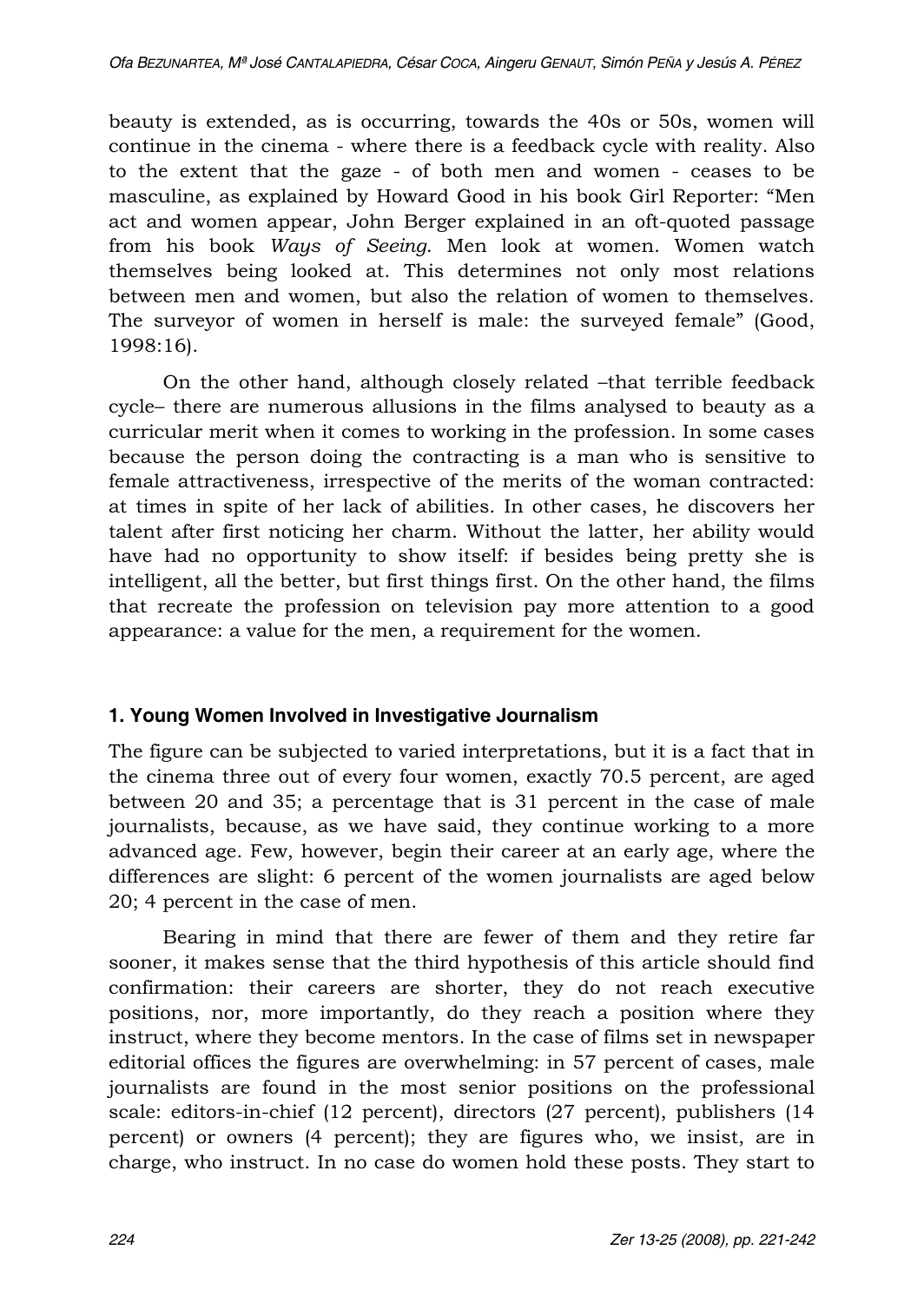beauty is extended, as is occurring, towards the 40s or 50s, women will continue in the cinema - where there is a feedback cycle with reality. Also to the extent that the gaze - of both men and women - ceases to be masculine, as explained by Howard Good in his book Girl Reporter: “Men act and women appear, John Berger explained in an oft-quoted passage from his book *Ways of Seeing*. Men look at women. Women watch themselves being looked at. This determines not only most relations between men and women, but also the relation of women to themselves. The surveyor of women in herself is male: the surveyed female” (Good, 1998:16).

On the other hand, although closely related –that terrible feedback cycle– there are numerous allusions in the films analysed to beauty as a curricular merit when it comes to working in the profession. In some cases because the person doing the contracting is a man who is sensitive to female attractiveness, irrespective of the merits of the woman contracted: at times in spite of her lack of abilities. In other cases, he discovers her talent after first noticing her charm. Without the latter, her ability would have had no opportunity to show itself: if besides being pretty she is intelligent, all the better, but first things first. On the other hand, the films that recreate the profession on television pay more attention to a good appearance: a value for the men, a requirement for the women.

## 1. Young Women Involved in Investigative Journalism

The figure can be subjected to varied interpretations, but it is a fact that in the cinema three out of every four women, exactly 70.5 percent, are aged between 20 and 35; a percentage that is 31 percent in the case of male journalists, because, as we have said, they continue working to a more advanced age. Few, however, begin their career at an early age, where the differences are slight: 6 percent of the women journalists are aged below 20; 4 percent in the case of men.

Bearing in mind that there are fewer of them and they retire far sooner, it makes sense that the third hypothesis of this article should find confirmation: their careers are shorter, they do not reach executive positions, nor, more importantly, do they reach a position where they instruct, where they become mentors. In the case of films set in newspaper editorial offices the figures are overwhelming: in 57 percent of cases, male journalists are found in the most senior positions on the professional scale: editors-in-chief (12 percent), directors (27 percent), publishers (14 percent) or owners (4 percent); they are figures who, we insist, are in charge, who instruct. In no case do women hold these posts. They start to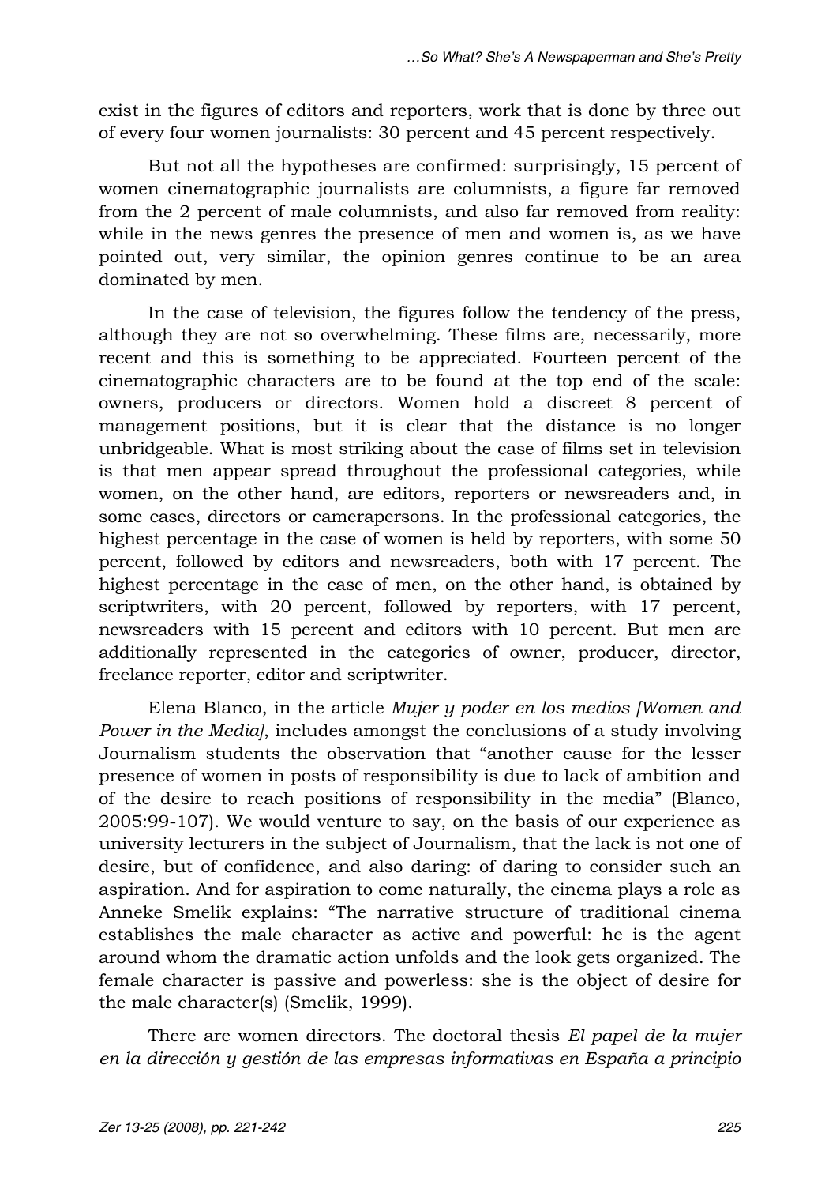exist in the figures of editors and reporters, work that is done by three out of every four women journalists: 30 percent and 45 percent respectively.

But not all the hypotheses are confirmed: surprisingly, 15 percent of women cinematographic journalists are columnists, a figure far removed from the 2 percent of male columnists, and also far removed from reality: while in the news genres the presence of men and women is, as we have pointed out, very similar, the opinion genres continue to be an area dominated by men.

In the case of television, the figures follow the tendency of the press, although they are not so overwhelming. These films are, necessarily, more recent and this is something to be appreciated. Fourteen percent of the cinematographic characters are to be found at the top end of the scale: owners, producers or directors. Women hold a discreet 8 percent of management positions, but it is clear that the distance is no longer unbridgeable. What is most striking about the case of films set in television is that men appear spread throughout the professional categories, while women, on the other hand, are editors, reporters or newsreaders and, in some cases, directors or camerapersons. In the professional categories, the highest percentage in the case of women is held by reporters, with some 50 percent, followed by editors and newsreaders, both with 17 percent. The highest percentage in the case of men, on the other hand, is obtained by scriptwriters, with 20 percent, followed by reporters, with 17 percent, newsreaders with 15 percent and editors with 10 percent. But men are additionally represented in the categories of owner, producer, director, freelance reporter, editor and scriptwriter.

Elena Blanco, in the article *Mujer y poder en los medios [Women and Power in the Media]*, includes amongst the conclusions of a study involving Journalism students the observation that "another cause for the lesser presence of women in posts of responsibility is due to lack of ambition and of the desire to reach positions of responsibility in the media" (Blanco, 2005:99-107). We would venture to say, on the basis of our experience as university lecturers in the subject of Journalism, that the lack is not one of desire, but of confidence, and also daring: of daring to consider such an aspiration. And for aspiration to come naturally, the cinema plays a role as Anneke Smelik explains: "The narrative structure of traditional cinema establishes the male character as active and powerful: he is the agent around whom the dramatic action unfolds and the look gets organized. The female character is passive and powerless: she is the object of desire for the male character(s) (Smelik, 1999).

There are women directors. The doctoral thesis *El papel de la mujer en la dirección y gestión de las empresas informativas en España a principio*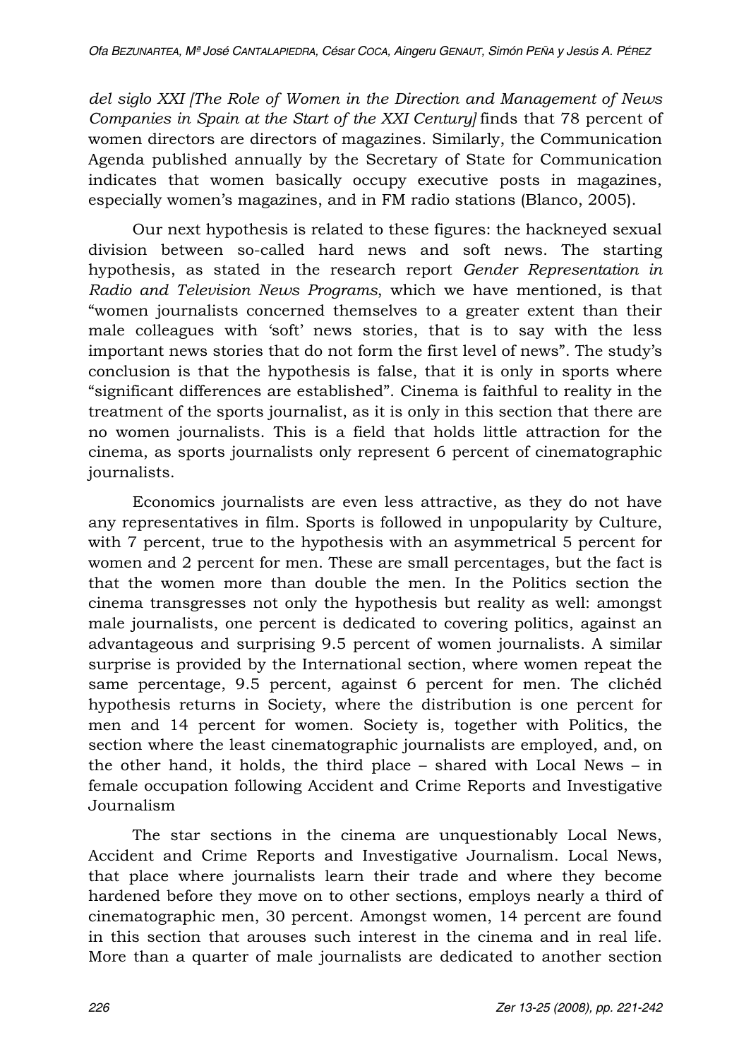*del siglo XXI [The Role of Women in the Direction and Management of News Companies in Spain at the Start of the XXI Century]* finds that 78 percent of women directors are directors of magazines. Similarly, the Communication Agenda published annually by the Secretary of State for Communication indicates that women basically occupy executive posts in magazines, especially women's magazines, and in FM radio stations (Blanco, 2005).

Our next hypothesis is related to these figures: the hackneyed sexual division between so-called hard news and soft news. The starting hypothesis, as stated in the research report *Gender Representation in Radio and Television News Programs*, which we have mentioned, is that "women journalists concerned themselves to a greater extent than their male colleagues with 'soft' news stories, that is to say with the less important news stories that do not form the first level of news". The study's conclusion is that the hypothesis is false, that it is only in sports where "significant differences are established". Cinema is faithful to reality in the treatment of the sports journalist, as it is only in this section that there are no women journalists. This is a field that holds little attraction for the cinema, as sports journalists only represent 6 percent of cinematographic journalists.

Economics journalists are even less attractive, as they do not have any representatives in film. Sports is followed in unpopularity by Culture, with 7 percent, true to the hypothesis with an asymmetrical 5 percent for women and 2 percent for men. These are small percentages, but the fact is that the women more than double the men. In the Politics section the cinema transgresses not only the hypothesis but reality as well: amongst male journalists, one percent is dedicated to covering politics, against an advantageous and surprising 9.5 percent of women journalists. A similar surprise is provided by the International section, where women repeat the same percentage, 9.5 percent, against 6 percent for men. The clichéd hypothesis returns in Society, where the distribution is one percent for men and 14 percent for women. Society is, together with Politics, the section where the least cinematographic journalists are employed, and, on the other hand, it holds, the third place – shared with Local News – in female occupation following Accident and Crime Reports and Investigative Journalism

The star sections in the cinema are unquestionably Local News, Accident and Crime Reports and Investigative Journalism. Local News, that place where journalists learn their trade and where they become hardened before they move on to other sections, employs nearly a third of cinematographic men, 30 percent. Amongst women, 14 percent are found in this section that arouses such interest in the cinema and in real life. More than a quarter of male journalists are dedicated to another section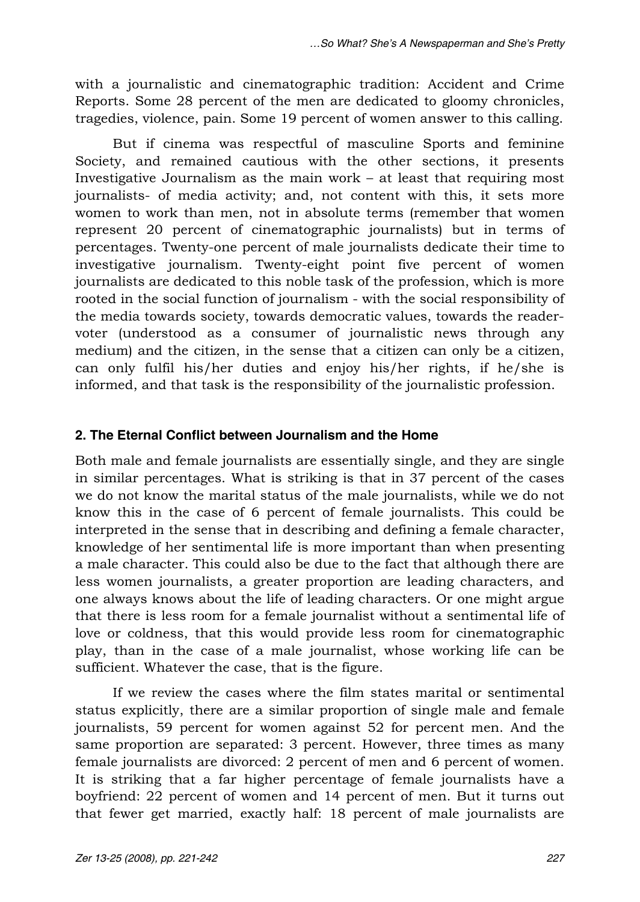with a journalistic and cinematographic tradition: Accident and Crime Reports. Some 28 percent of the men are dedicated to gloomy chronicles, tragedies, violence, pain. Some 19 percent of women answer to this calling.

But if cinema was respectful of masculine Sports and feminine Society, and remained cautious with the other sections, it presents Investigative Journalism as the main work – at least that requiring most journalists- of media activity; and, not content with this, it sets more women to work than men, not in absolute terms (remember that women represent 20 percent of cinematographic journalists) but in terms of percentages. Twenty-one percent of male journalists dedicate their time to investigative journalism. Twenty-eight point five percent of women journalists are dedicated to this noble task of the profession, which is more rooted in the social function of journalism - with the social responsibility of the media towards society, towards democratic values, towards the reader-voter (understood as a consumer of journalistic news through any medium) and the citizen, in the sense that a citizen can only be a citizen, can only fulfil his/her duties and enjoy his/her rights, if he/she is informed, and that task is the responsibility of the journalistic profession.

## 2. The Eternal Conflict between Journalism and the Home

Both male and female journalists are essentially single, and they are single in similar percentages. What is striking is that in 37 percent of the cases we do not know the marital status of the male journalists, while we do not know this in the case of 6 percent of female journalists. This could be interpreted in the sense that in describing and defining a female character, knowledge of her sentimental life is more important than when presenting a male character. This could also be due to the fact that although there are less women journalists, a greater proportion are leading characters, and one always knows about the life of leading characters. Or one might argue that there is less room for a female journalist without a sentimental life of love or coldness, that this would provide less room for cinematographic play, than in the case of a male journalist, whose working life can be sufficient. Whatever the case, that is the figure.

If we review the cases where the film states marital or sentimental status explicitly, there are a similar proportion of single male and female journalists, 59 percent for women against 52 for percent men. And the same proportion are separated: 3 percent. However, three times as many female journalists are divorced: 2 percent of men and 6 percent of women. It is striking that a far higher percentage of female journalists have a boyfriend: 22 percent of women and 14 percent of men. But it turns out that fewer get married, exactly half: 18 percent of male journalists are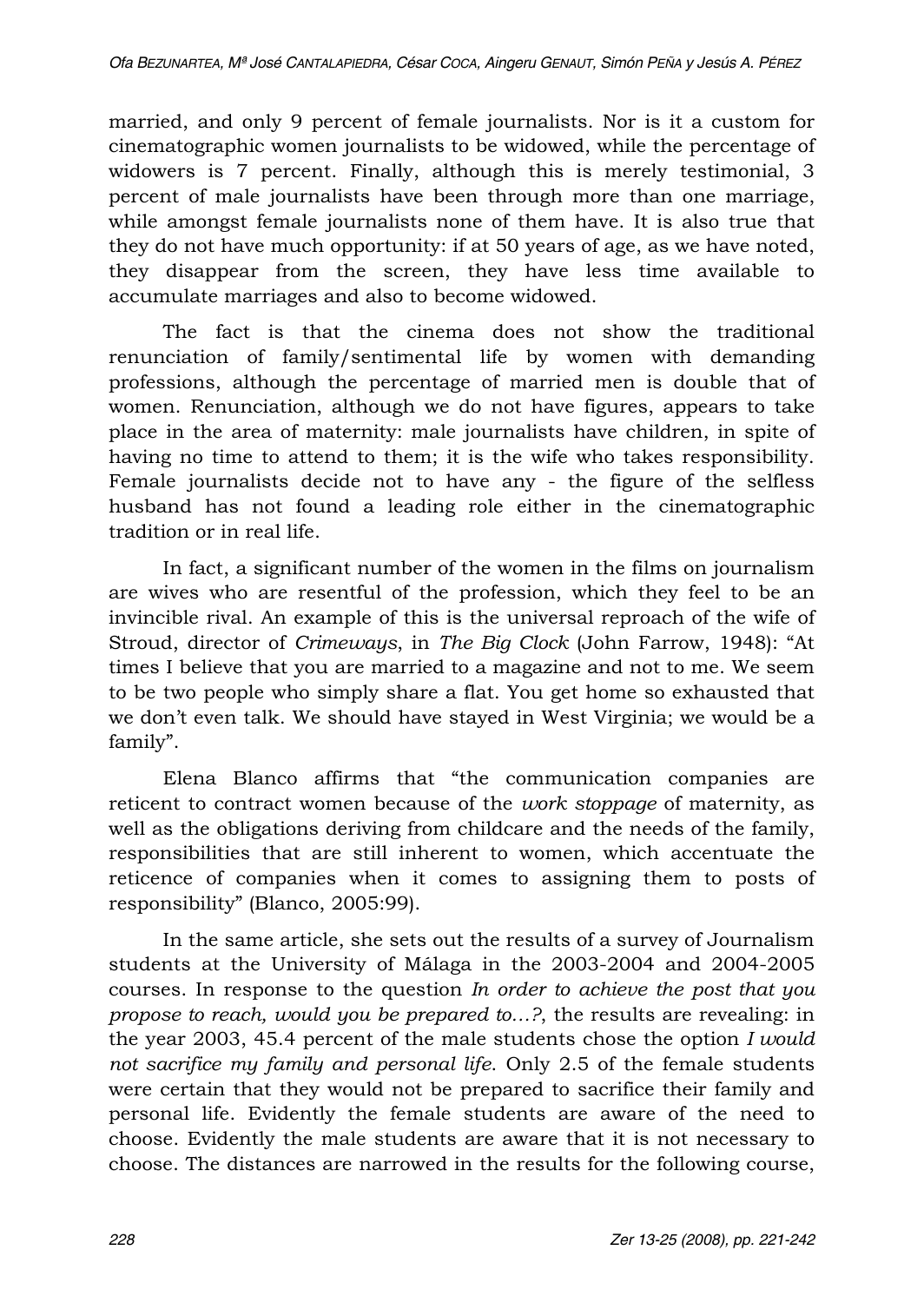married, and only 9 percent of female journalists. Nor is it a custom for cinematographic women journalists to be widowed, while the percentage of widowers is 7 percent. Finally, although this is merely testimonial, 3 percent of male journalists have been through more than one marriage, while amongst female journalists none of them have. It is also true that they do not have much opportunity: if at 50 years of age, as we have noted, they disappear from the screen, they have less time available to accumulate marriages and also to become widowed.

The fact is that the cinema does not show the traditional renunciation of family/sentimental life by women with demanding professions, although the percentage of married men is double that of women. Renunciation, although we do not have figures, appears to take place in the area of maternity: male journalists have children, in spite of having no time to attend to them; it is the wife who takes responsibility. Female journalists decide not to have any - the figure of the selfless husband has not found a leading role either in the cinematographic tradition or in real life.

In fact, a significant number of the women in the films on journalism are wives who are resentful of the profession, which they feel to be an invincible rival. An example of this is the universal reproach of the wife of Stroud, director of *Crimeways*, in *The Big Clock* (John Farrow, 1948): "At times I believe that you are married to a magazine and not to me. We seem to be two people who simply share a flat. You get home so exhausted that we don't even talk. We should have stayed in West Virginia; we would be a family".

Elena Blanco affirms that "the communication companies are reticent to contract women because of the *work stoppage* of maternity, as well as the obligations deriving from childcare and the needs of the family, responsibilities that are still inherent to women, which accentuate the reticence of companies when it comes to assigning them to posts of responsibility" (Blanco, 2005:99).

In the same article, she sets out the results of a survey of Journalism students at the University of Málaga in the 2003-2004 and 2004-2005 courses. In response to the question *In order to achieve the post that you propose to reach, would you be prepared to…?*, the results are revealing: in the year 2003, 45.4 percent of the male students chose the option *I would not sacrifice my family and personal life*. Only 2.5 of the female students were certain that they would not be prepared to sacrifice their family and personal life. Evidently the female students are aware of the need to choose. Evidently the male students are aware that it is not necessary to choose. The distances are narrowed in the results for the following course,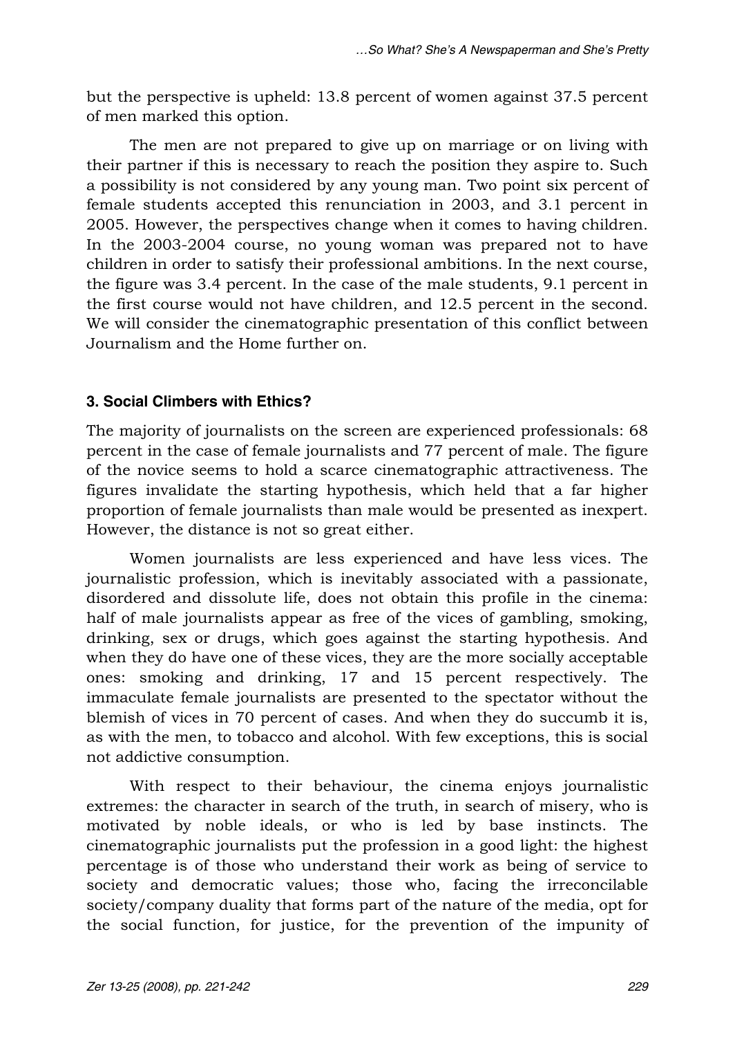but the perspective is upheld: 13.8 percent of women against 37.5 percent of men marked this option.

The men are not prepared to give up on marriage or on living with their partner if this is necessary to reach the position they aspire to. Such a possibility is not considered by any young man. Two point six percent of female students accepted this renunciation in 2003, and 3.1 percent in 2005. However, the perspectives change when it comes to having children. In the 2003-2004 course, no young woman was prepared not to have children in order to satisfy their professional ambitions. In the next course, the figure was 3.4 percent. In the case of the male students, 9.1 percent in the first course would not have children, and 12.5 percent in the second. We will consider the cinematographic presentation of this conflict between Journalism and the Home further on.

### 3. Social Climbers with Ethics?

The majority of journalists on the screen are experienced professionals: 68 percent in the case of female journalists and 77 percent of male. The figure of the novice seems to hold a scarce cinematographic attractiveness. The figures invalidate the starting hypothesis, which held that a far higher proportion of female journalists than male would be presented as inexpert. However, the distance is not so great either.

Women journalists are less experienced and have less vices. The journalistic profession, which is inevitably associated with a passionate, disordered and dissolute life, does not obtain this profile in the cinema: half of male journalists appear as free of the vices of gambling, smoking, drinking, sex or drugs, which goes against the starting hypothesis. And when they do have one of these vices, they are the more socially acceptable ones: smoking and drinking, 17 and 15 percent respectively. The immaculate female journalists are presented to the spectator without the blemish of vices in 70 percent of cases. And when they do succumb it is, as with the men, to tobacco and alcohol. With few exceptions, this is social not addictive consumption.

With respect to their behaviour, the cinema enjoys journalistic extremes: the character in search of the truth, in search of misery, who is motivated by noble ideals, or who is led by base instincts. The cinematographic journalists put the profession in a good light: the highest percentage is of those who understand their work as being of service to society and democratic values; those who, facing the irreconcilable society/company duality that forms part of the nature of the media, opt for the social function, for justice, for the prevention of the impunity of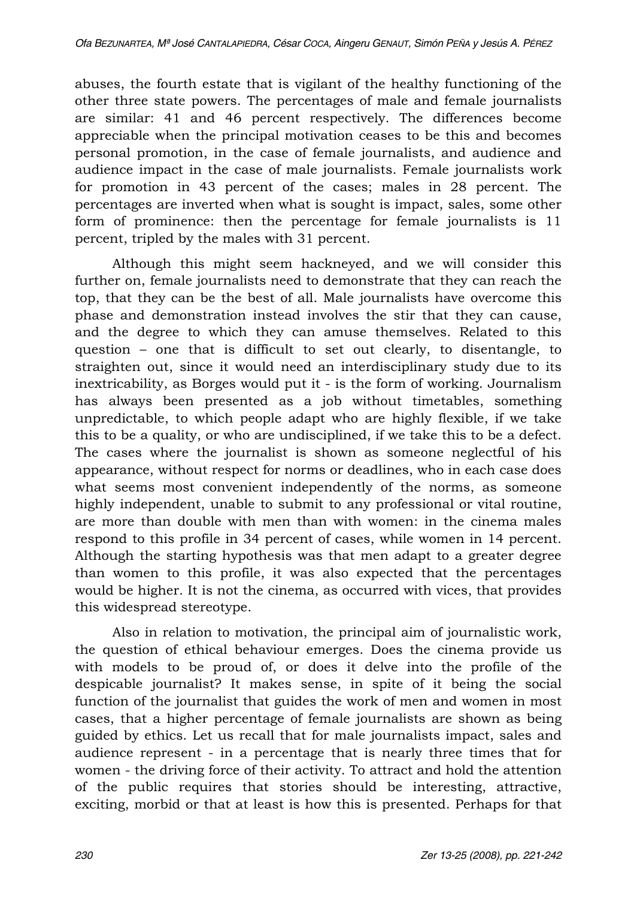abuses, the fourth estate that is vigilant of the healthy functioning of the other three state powers. The percentages of male and female journalists are similar: 41 and 46 percent respectively. The differences become appreciable when the principal motivation ceases to be this and becomes personal promotion, in the case of female journalists, and audience and audience impact in the case of male journalists. Female journalists work for promotion in 43 percent of the cases; males in 28 percent. The percentages are inverted when what is sought is impact, sales, some other form of prominence: then the percentage for female journalists is 11 percent, tripled by the males with 31 percent.

Although this might seem hackneyed, and we will consider this further on, female journalists need to demonstrate that they can reach the top, that they can be the best of all. Male journalists have overcome this phase and demonstration instead involves the stir that they can cause, and the degree to which they can amuse themselves. Related to this question – one that is difficult to set out clearly, to disentangle, to straighten out, since it would need an interdisciplinary study due to its inextricability, as Borges would put it - is the form of working. Journalism has always been presented as a job without timetables, something unpredictable, to which people adapt who are highly flexible, if we take this to be a quality, or who are undisciplined, if we take this to be a defect. The cases where the journalist is shown as someone neglectful of his appearance, without respect for norms or deadlines, who in each case does what seems most convenient independently of the norms, as someone highly independent, unable to submit to any professional or vital routine, are more than double with men than with women: in the cinema males respond to this profile in 34 percent of cases, while women in 14 percent. Although the starting hypothesis was that men adapt to a greater degree than women to this profile, it was also expected that the percentages would be higher. It is not the cinema, as occurred with vices, that provides this widespread stereotype.

Also in relation to motivation, the principal aim of journalistic work, the question of ethical behaviour emerges. Does the cinema provide us with models to be proud of, or does it delve into the profile of the despicable journalist? It makes sense, in spite of it being the social function of the journalist that guides the work of men and women in most cases, that a higher percentage of female journalists are shown as being guided by ethics. Let us recall that for male journalists impact, sales and audience represent - in a percentage that is nearly three times that for women - the driving force of their activity. To attract and hold the attention of the public requires that stories should be interesting, attractive, exciting, morbid or that at least is how this is presented. Perhaps for that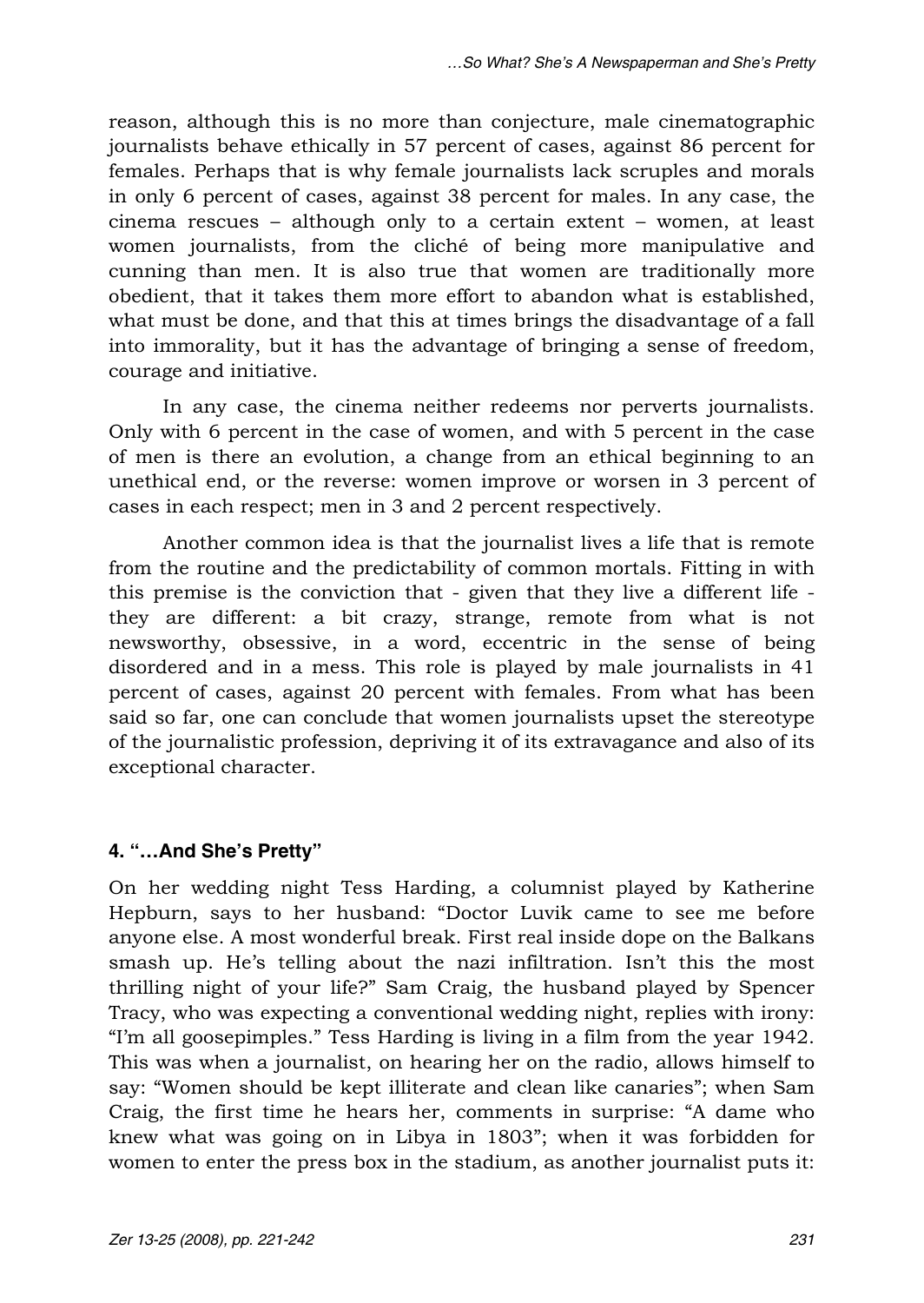reason, although this is no more than conjecture, male cinematographic journalists behave ethically in 57 percent of cases, against 86 percent for females. Perhaps that is why female journalists lack scruples and morals in only 6 percent of cases, against 38 percent for males. In any case, the cinema rescues – although only to a certain extent – women, at least women journalists, from the cliché of being more manipulative and cunning than men. It is also true that women are traditionally more obedient, that it takes them more effort to abandon what is established, what must be done, and that this at times brings the disadvantage of a fall into immorality, but it has the advantage of bringing a sense of freedom, courage and initiative.

In any case, the cinema neither redeems nor perverts journalists. Only with 6 percent in the case of women, and with 5 percent in the case of men is there an evolution, a change from an ethical beginning to an unethical end, or the reverse: women improve or worsen in 3 percent of cases in each respect; men in 3 and 2 percent respectively.

Another common idea is that the journalist lives a life that is remote from the routine and the predictability of common mortals. Fitting in with this premise is the conviction that - given that they live a different life - they are different: a bit crazy, strange, remote from what is not newsworthy, obsessive, in a word, eccentric in the sense of being disordered and in a mess. This role is played by male journalists in 41 percent of cases, against 20 percent with females. From what has been said so far, one can conclude that women journalists upset the stereotype of the journalistic profession, depriving it of its extravagance and also of its exceptional character.

## 4. "…And She's Pretty"

On her wedding night Tess Harding, a columnist played by Katherine Hepburn, says to her husband: "Doctor Luvik came to see me before anyone else. A most wonderful break. First real inside dope on the Balkans smash up. He's telling about the nazi infiltration. Isn't this the most thrilling night of your life?" Sam Craig, the husband played by Spencer Tracy, who was expecting a conventional wedding night, replies with irony: "I'm all goosepimples." Tess Harding is living in a film from the year 1942. This was when a journalist, on hearing her on the radio, allows himself to say: "Women should be kept illiterate and clean like canaries"; when Sam Craig, the first time he hears her, comments in surprise: "A dame who knew what was going on in Libya in 1803"; when it was forbidden for women to enter the press box in the stadium, as another journalist puts it: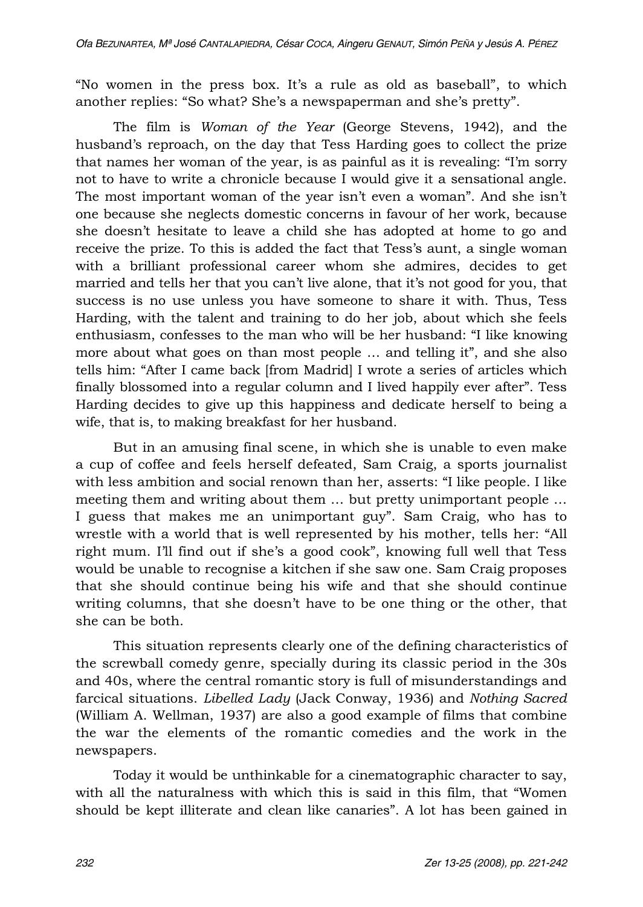"No women in the press box. It's a rule as old as baseball", to which another replies: "So what? She's a newspaperman and she's pretty".

The film is *Woman of the Year* (George Stevens, 1942), and the husband's reproach, on the day that Tess Harding goes to collect the prize that names her woman of the year, is as painful as it is revealing: "I'm sorry not to have to write a chronicle because I would give it a sensational angle. The most important woman of the year isn't even a woman". And she isn't one because she neglects domestic concerns in favour of her work, because she doesn't hesitate to leave a child she has adopted at home to go and receive the prize. To this is added the fact that Tess's aunt, a single woman with a brilliant professional career whom she admires, decides to get married and tells her that you can't live alone, that it's not good for you, that success is no use unless you have someone to share it with. Thus, Tess Harding, with the talent and training to do her job, about which she feels enthusiasm, confesses to the man who will be her husband: "I like knowing more about what goes on than most people … and telling it", and she also tells him: "After I came back [from Madrid] I wrote a series of articles which finally blossomed into a regular column and I lived happily ever after". Tess Harding decides to give up this happiness and dedicate herself to being a wife, that is, to making breakfast for her husband.

But in an amusing final scene, in which she is unable to even make a cup of coffee and feels herself defeated, Sam Craig, a sports journalist with less ambition and social renown than her, asserts: "I like people. I like meeting them and writing about them … but pretty unimportant people … I guess that makes me an unimportant guy". Sam Craig, who has to wrestle with a world that is well represented by his mother, tells her: "All right mum. I'll find out if she's a good cook", knowing full well that Tess would be unable to recognise a kitchen if she saw one. Sam Craig proposes that she should continue being his wife and that she should continue writing columns, that she doesn't have to be one thing or the other, that she can be both.

This situation represents clearly one of the defining characteristics of the screwball comedy genre, specially during its classic period in the 30s and 40s, where the central romantic story is full of misunderstandings and farcical situations. *Libelled Lady* (Jack Conway, 1936) and *Nothing Sacred* (William A. Wellman, 1937) are also a good example of films that combine the war the elements of the romantic comedies and the work in the newspapers.

Today it would be unthinkable for a cinematographic character to say, with all the naturalness with which this is said in this film, that "Women should be kept illiterate and clean like canaries". A lot has been gained in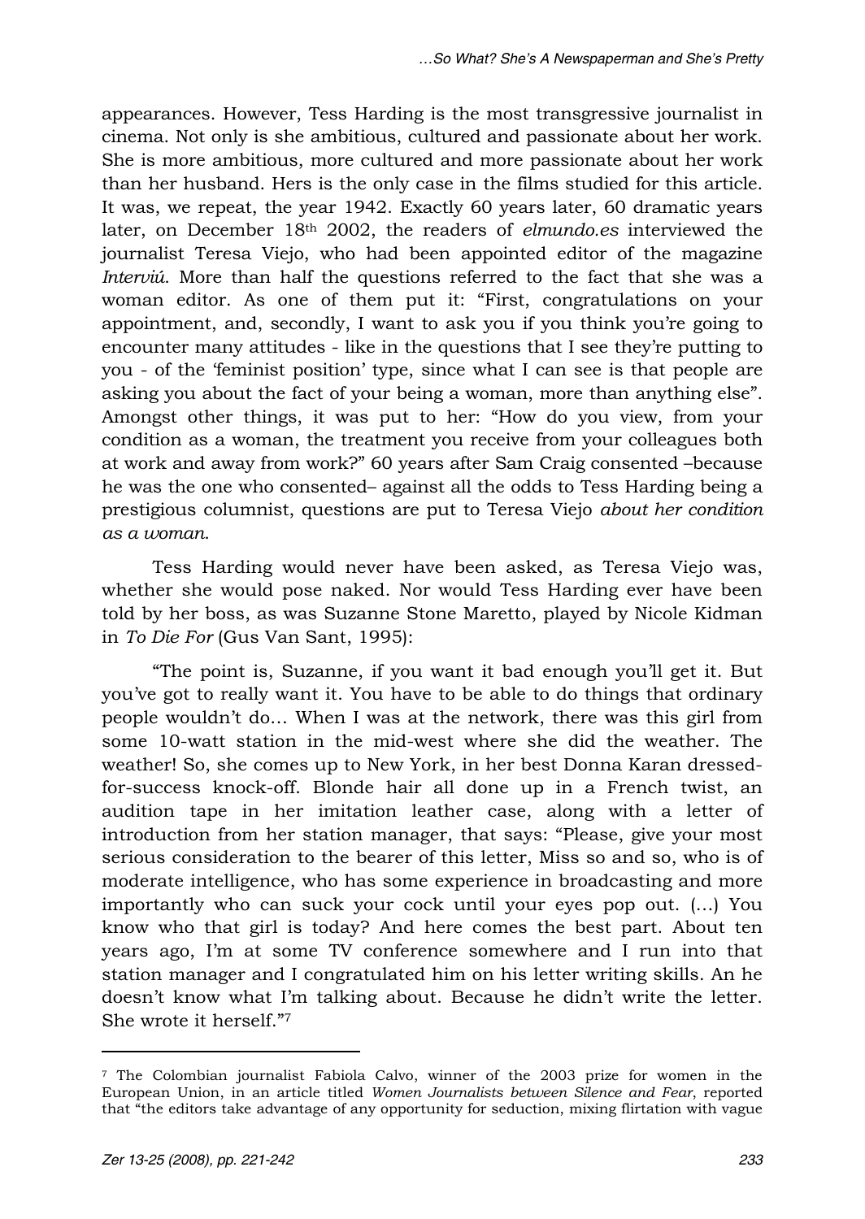appearances. However, Tess Harding is the most transgressive journalist in cinema. Not only is she ambitious, cultured and passionate about her work. She is more ambitious, more cultured and more passionate about her work than her husband. Hers is the only case in the films studied for this article. It was, we repeat, the year 1942. Exactly 60 years later, 60 dramatic years later, on December 18th 2002, the readers of *elmundo.es* interviewed the journalist Teresa Viejo, who had been appointed editor of the magazine *Interviú*. More than half the questions referred to the fact that she was a woman editor. As one of them put it: "First, congratulations on your appointment, and, secondly, I want to ask you if you think you're going to encounter many attitudes - like in the questions that I see they're putting to you - of the 'feminist position' type, since what I can see is that people are asking you about the fact of your being a woman, more than anything else". Amongst other things, it was put to her: "How do you view, from your condition as a woman, the treatment you receive from your colleagues both at work and away from work?" 60 years after Sam Craig consented –because he was the one who consented– against all the odds to Tess Harding being a prestigious columnist, questions are put to Teresa Viejo *about her condition as a woman*.

Tess Harding would never have been asked, as Teresa Viejo was, whether she would pose naked. Nor would Tess Harding ever have been told by her boss, as was Suzanne Stone Maretto, played by Nicole Kidman in *To Die For* (Gus Van Sant, 1995):

"The point is, Suzanne, if you want it bad enough you'll get it. But you've got to really want it. You have to be able to do things that ordinary people wouldn't do… When I was at the network, there was this girl from some 10-watt station in the mid-west where she did the weather. The weather! So, she comes up to New York, in her best Donna Karan dressed-for-success knock-off. Blonde hair all done up in a French twist, an audition tape in her imitation leather case, along with a letter of introduction from her station manager, that says: "Please, give your most serious consideration to the bearer of this letter, Miss so and so, who is of moderate intelligence, who has some experience in broadcasting and more importantly who can suck your cock until your eyes pop out. (…) You know who that girl is today? And here comes the best part. About ten years ago, I'm at some TV conference somewhere and I run into that station manager and I congratulated him on his letter writing skills. An he doesn't know what I'm talking about. Because he didn't write the letter. She wrote it herself."[7]

---

[7] The Colombian journalist Fabiola Calvo, winner of the 2003 prize for women in the European Union, in an article titled *Women Journalists between Silence and Fear*, reported that "the editors take advantage of any opportunity for seduction, mixing flirtation with vague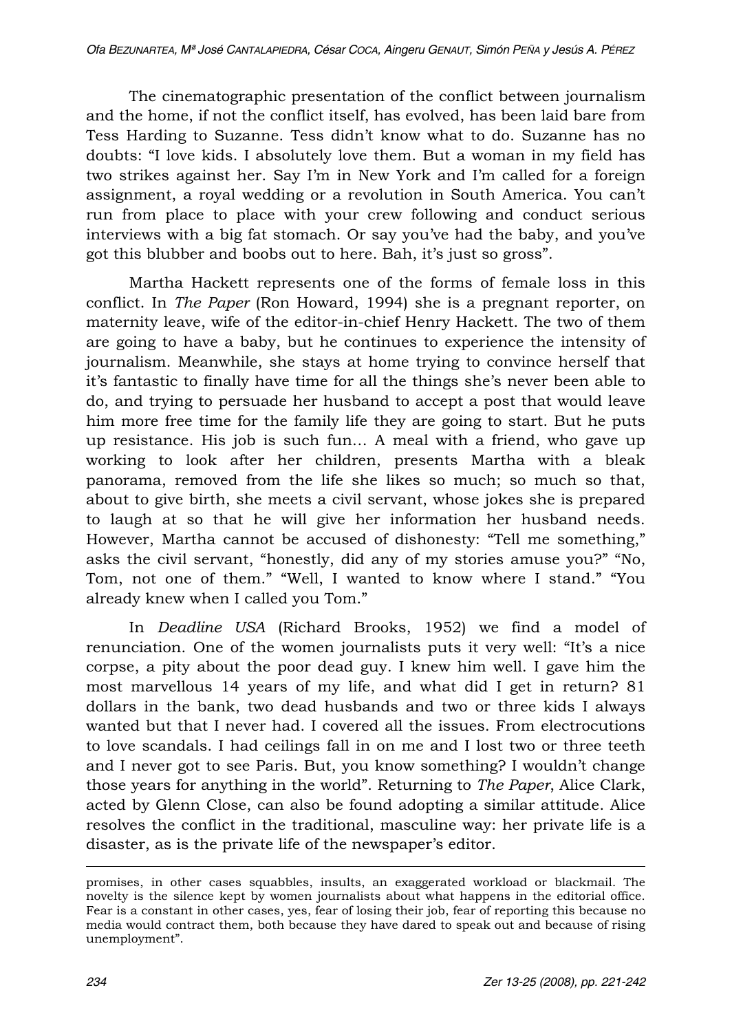The cinematographic presentation of the conflict between journalism and the home, if not the conflict itself, has evolved, has been laid bare from Tess Harding to Suzanne. Tess didn't know what to do. Suzanne has no doubts: "I love kids. I absolutely love them. But a woman in my field has two strikes against her. Say I'm in New York and I'm called for a foreign assignment, a royal wedding or a revolution in South America. You can't run from place to place with your crew following and conduct serious interviews with a big fat stomach. Or say you've had the baby, and you've got this blubber and boobs out to here. Bah, it's just so gross".

Martha Hackett represents one of the forms of female loss in this conflict. In *The Paper* (Ron Howard, 1994) she is a pregnant reporter, on maternity leave, wife of the editor-in-chief Henry Hackett. The two of them are going to have a baby, but he continues to experience the intensity of journalism. Meanwhile, she stays at home trying to convince herself that it's fantastic to finally have time for all the things she's never been able to do, and trying to persuade her husband to accept a post that would leave him more free time for the family life they are going to start. But he puts up resistance. His job is such fun… A meal with a friend, who gave up working to look after her children, presents Martha with a bleak panorama, removed from the life she likes so much; so much so that, about to give birth, she meets a civil servant, whose jokes she is prepared to laugh at so that he will give her information her husband needs. However, Martha cannot be accused of dishonesty: "Tell me something," asks the civil servant, "honestly, did any of my stories amuse you?" "No, Tom, not one of them." "Well, I wanted to know where I stand." "You already knew when I called you Tom."

In *Deadline USA* (Richard Brooks, 1952) we find a model of renunciation. One of the women journalists puts it very well: "It's a nice corpse, a pity about the poor dead guy. I knew him well. I gave him the most marvellous 14 years of my life, and what did I get in return? 81 dollars in the bank, two dead husbands and two or three kids I always wanted but that I never had. I covered all the issues. From electrocutions to love scandals. I had ceilings fall in on me and I lost two or three teeth and I never got to see Paris. But, you know something? I wouldn't change those years for anything in the world". Returning to *The Paper*, Alice Clark, acted by Glenn Close, can also be found adopting a similar attitude. Alice resolves the conflict in the traditional, masculine way: her private life is a disaster, as is the private life of the newspaper's editor.

---

promises, in other cases squabbles, insults, an exaggerated workload or blackmail. The novelty is the silence kept by women journalists about what happens in the editorial office. Fear is a constant in other cases, yes, fear of losing their job, fear of reporting this because no media would contract them, both because they have dared to speak out and because of rising unemployment".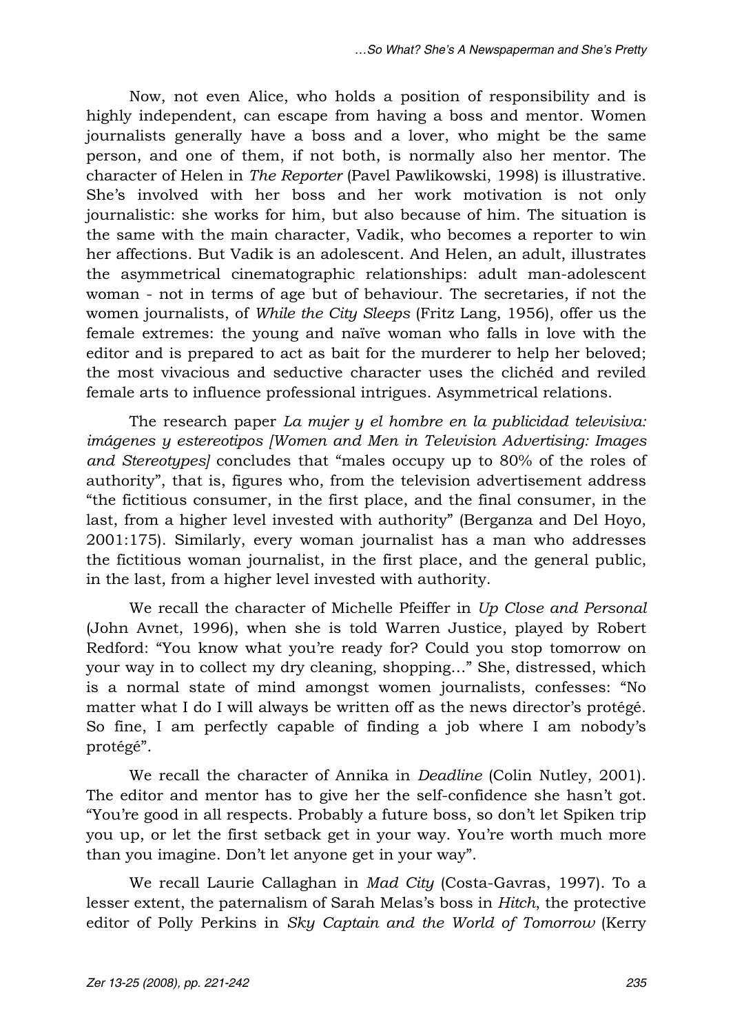Now, not even Alice, who holds a position of responsibility and is highly independent, can escape from having a boss and mentor. Women journalists generally have a boss and a lover, who might be the same person, and one of them, if not both, is normally also her mentor. The character of Helen in *The Reporter* (Pavel Pawlikowski, 1998) is illustrative. She's involved with her boss and her work motivation is not only journalistic: she works for him, but also because of him. The situation is the same with the main character, Vadik, who becomes a reporter to win her affections. But Vadik is an adolescent. And Helen, an adult, illustrates the asymmetrical cinematographic relationships: adult man-adolescent woman - not in terms of age but of behaviour. The secretaries, if not the women journalists, of *While the City Sleeps* (Fritz Lang, 1956), offer us the female extremes: the young and naïve woman who falls in love with the editor and is prepared to act as bait for the murderer to help her beloved; the most vivacious and seductive character uses the clichéd and reviled female arts to influence professional intrigues. Asymmetrical relations.

The research paper *La mujer y el hombre en la publicidad televisiva: imágenes y estereotipos [Women and Men in Television Advertising: Images and Stereotypes]* concludes that "males occupy up to 80% of the roles of authority", that is, figures who, from the television advertisement address "the fictitious consumer, in the first place, and the final consumer, in the last, from a higher level invested with authority" (Berganza and Del Hoyo, 2001:175). Similarly, every woman journalist has a man who addresses the fictitious woman journalist, in the first place, and the general public, in the last, from a higher level invested with authority.

We recall the character of Michelle Pfeiffer in *Up Close and Personal* (John Avnet, 1996), when she is told Warren Justice, played by Robert Redford: "You know what you're ready for? Could you stop tomorrow on your way in to collect my dry cleaning, shopping…" She, distressed, which is a normal state of mind amongst women journalists, confesses: "No matter what I do I will always be written off as the news director's protégé. So fine, I am perfectly capable of finding a job where I am nobody's protégé".

We recall the character of Annika in *Deadline* (Colin Nutley, 2001). The editor and mentor has to give her the self-confidence she hasn't got. "You're good in all respects. Probably a future boss, so don't let Spiken trip you up, or let the first setback get in your way. You're worth much more than you imagine. Don't let anyone get in your way".

We recall Laurie Callaghan in *Mad City* (Costa-Gavras, 1997). To a lesser extent, the paternalism of Sarah Melas's boss in *Hitch*, the protective editor of Polly Perkins in *Sky Captain and the World of Tomorrow* (Kerry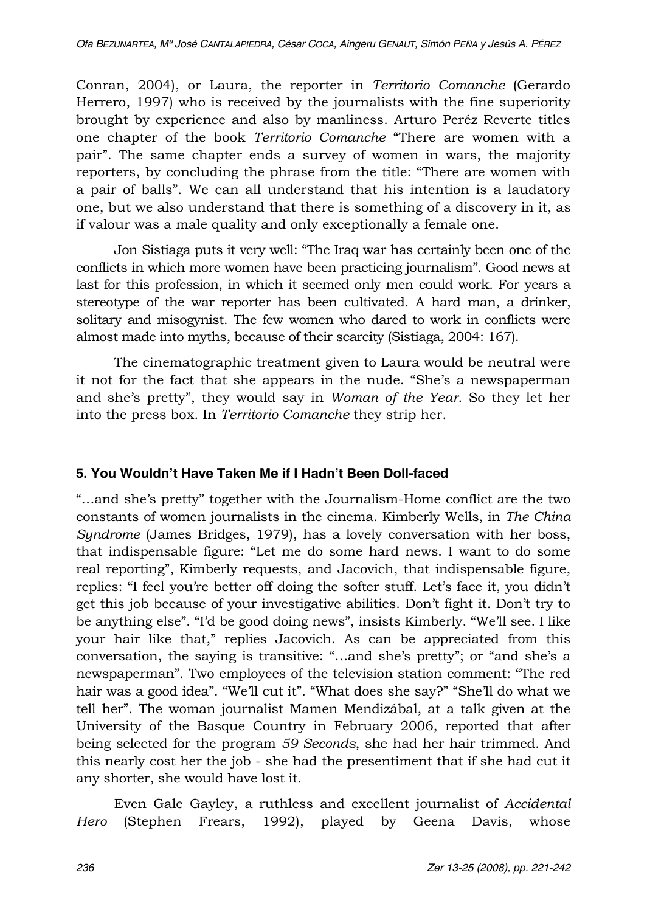Conran, 2004), or Laura, the reporter in *Territorio Comanche* (Gerardo Herrero, 1997) who is received by the journalists with the fine superiority brought by experience and also by manliness. Arturo Peréz Reverte titles one chapter of the book *Territorio Comanche* "There are women with a pair". The same chapter ends a survey of women in wars, the majority reporters, by concluding the phrase from the title: "There are women with a pair of balls". We can all understand that his intention is a laudatory one, but we also understand that there is something of a discovery in it, as if valour was a male quality and only exceptionally a female one.

Jon Sistiaga puts it very well: "The Iraq war has certainly been one of the conflicts in which more women have been practicing journalism". Good news at last for this profession, in which it seemed only men could work. For years a stereotype of the war reporter has been cultivated. A hard man, a drinker, solitary and misogynist. The few women who dared to work in conflicts were almost made into myths, because of their scarcity (Sistiaga, 2004: 167).

The cinematographic treatment given to Laura would be neutral were it not for the fact that she appears in the nude. "She's a newspaperman and she's pretty", they would say in *Woman of the Year.* So they let her into the press box. In *Territorio Comanche* they strip her.

## 5. You Wouldn't Have Taken Me if I Hadn't Been Doll-faced

"…and she's pretty" together with the Journalism-Home conflict are the two constants of women journalists in the cinema. Kimberly Wells, in *The China Syndrome* (James Bridges, 1979), has a lovely conversation with her boss, that indispensable figure: "Let me do some hard news. I want to do some real reporting", Kimberly requests, and Jacovich, that indispensable figure, replies: "I feel you're better off doing the softer stuff. Let's face it, you didn't get this job because of your investigative abilities. Don't fight it. Don't try to be anything else". "I'd be good doing news", insists Kimberly. "We'll see. I like your hair like that," replies Jacovich. As can be appreciated from this conversation, the saying is transitive: "…and she's pretty"; or "and she's a newspaperman". Two employees of the television station comment: "The red hair was a good idea". "We'll cut it". "What does she say?" "She'll do what we tell her". The woman journalist Mamen Mendizábal, at a talk given at the University of the Basque Country in February 2006, reported that after being selected for the program *59 Seconds*, she had her hair trimmed. And this nearly cost her the job - she had the presentiment that if she had cut it any shorter, she would have lost it.

Even Gale Gayley, a ruthless and excellent journalist of *Accidental Hero* (Stephen Frears, 1992), played by Geena Davis, whose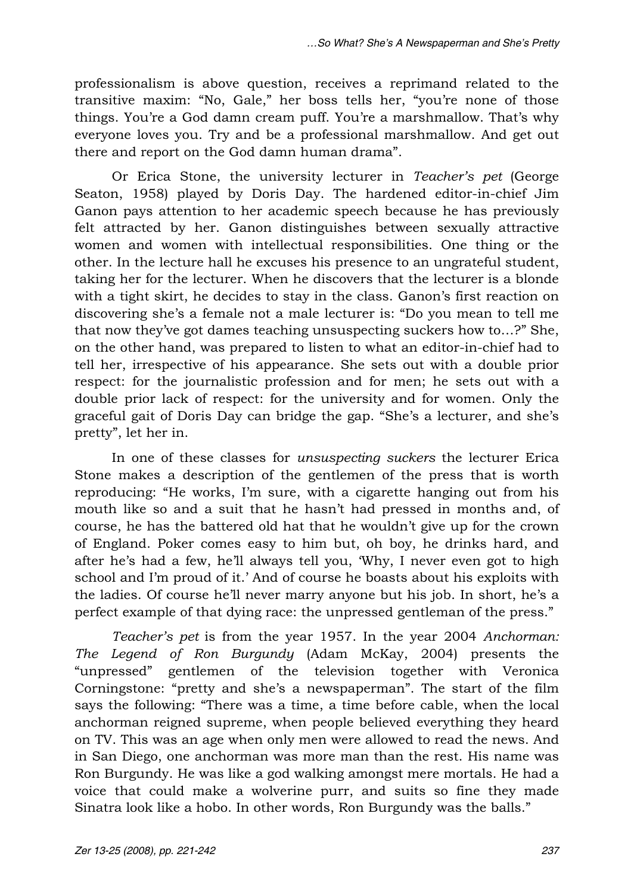professionalism is above question, receives a reprimand related to the transitive maxim: "No, Gale," her boss tells her, "you're none of those things. You're a God damn cream puff. You're a marshmallow. That's why everyone loves you. Try and be a professional marshmallow. And get out there and report on the God damn human drama".

Or Erica Stone, the university lecturer in *Teacher's pet* (George Seaton, 1958) played by Doris Day. The hardened editor-in-chief Jim Ganon pays attention to her academic speech because he has previously felt attracted by her. Ganon distinguishes between sexually attractive women and women with intellectual responsibilities. One thing or the other. In the lecture hall he excuses his presence to an ungrateful student, taking her for the lecturer. When he discovers that the lecturer is a blonde with a tight skirt, he decides to stay in the class. Ganon's first reaction on discovering she's a female not a male lecturer is: "Do you mean to tell me that now they've got dames teaching unsuspecting suckers how to…?" She, on the other hand, was prepared to listen to what an editor-in-chief had to tell her, irrespective of his appearance. She sets out with a double prior respect: for the journalistic profession and for men; he sets out with a double prior lack of respect: for the university and for women. Only the graceful gait of Doris Day can bridge the gap. "She's a lecturer, and she's pretty", let her in.

In one of these classes for *unsuspecting suckers* the lecturer Erica Stone makes a description of the gentlemen of the press that is worth reproducing: "He works, I'm sure, with a cigarette hanging out from his mouth like so and a suit that he hasn't had pressed in months and, of course, he has the battered old hat that he wouldn't give up for the crown of England. Poker comes easy to him but, oh boy, he drinks hard, and after he's had a few, he'll always tell you, 'Why, I never even got to high school and I'm proud of it.' And of course he boasts about his exploits with the ladies. Of course he'll never marry anyone but his job. In short, he's a perfect example of that dying race: the unpressed gentleman of the press."

*Teacher's pet* is from the year 1957. In the year 2004 *Anchorman: The Legend of Ron Burgundy* (Adam McKay, 2004) presents the "unpressed" gentlemen of the television together with Veronica Corningstone: "pretty and she's a newspaperman". The start of the film says the following: "There was a time, a time before cable, when the local anchorman reigned supreme, when people believed everything they heard on TV. This was an age when only men were allowed to read the news. And in San Diego, one anchorman was more man than the rest. His name was Ron Burgundy. He was like a god walking amongst mere mortals. He had a voice that could make a wolverine purr, and suits so fine they made Sinatra look like a hobo. In other words, Ron Burgundy was the balls."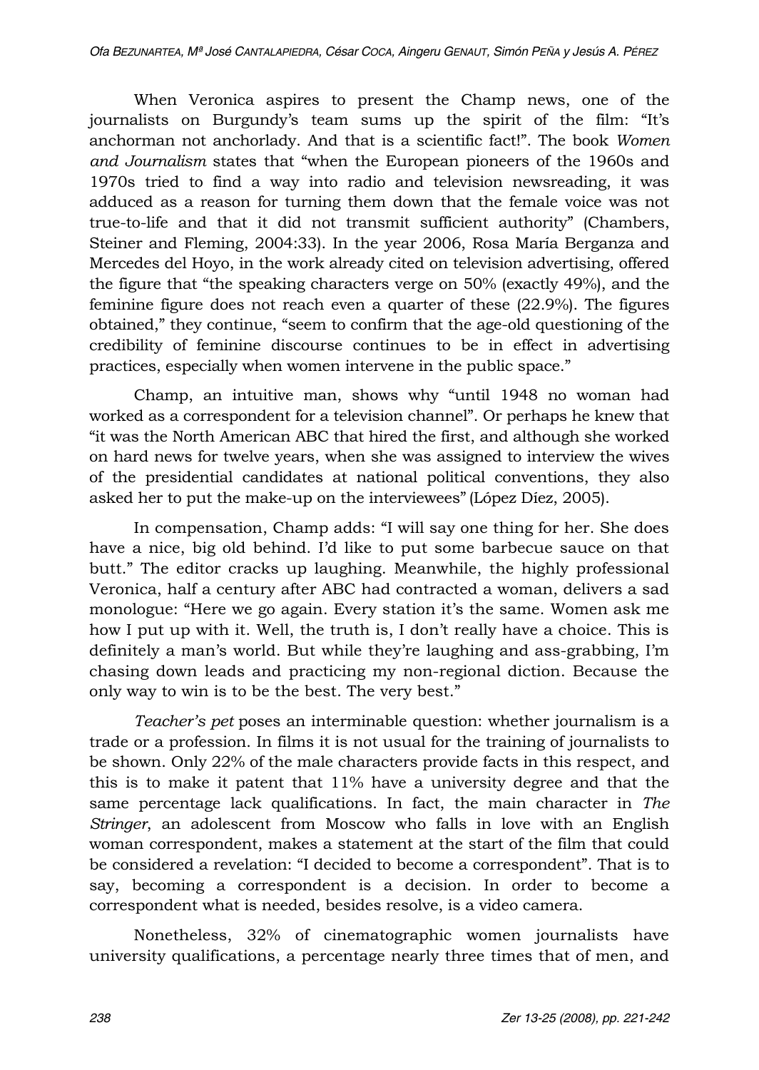When Veronica aspires to present the Champ news, one of the journalists on Burgundy's team sums up the spirit of the film: "It's anchorman not anchorlady. And that is a scientific fact!". The book *Women and Journalism* states that "when the European pioneers of the 1960s and 1970s tried to find a way into radio and television newsreading, it was adduced as a reason for turning them down that the female voice was not true-to-life and that it did not transmit sufficient authority" (Chambers, Steiner and Fleming, 2004:33). In the year 2006, Rosa María Berganza and Mercedes del Hoyo, in the work already cited on television advertising, offered the figure that "the speaking characters verge on 50% (exactly 49%), and the feminine figure does not reach even a quarter of these (22.9%). The figures obtained," they continue, "seem to confirm that the age-old questioning of the credibility of feminine discourse continues to be in effect in advertising practices, especially when women intervene in the public space."

Champ, an intuitive man, shows why "until 1948 no woman had worked as a correspondent for a television channel". Or perhaps he knew that "it was the North American ABC that hired the first, and although she worked on hard news for twelve years, when she was assigned to interview the wives of the presidential candidates at national political conventions, they also asked her to put the make-up on the interviewees" (López Díez, 2005).

In compensation, Champ adds: "I will say one thing for her. She does have a nice, big old behind. I'd like to put some barbecue sauce on that butt." The editor cracks up laughing. Meanwhile, the highly professional Veronica, half a century after ABC had contracted a woman, delivers a sad monologue: "Here we go again. Every station it's the same. Women ask me how I put up with it. Well, the truth is, I don't really have a choice. This is definitely a man's world. But while they're laughing and ass-grabbing, I'm chasing down leads and practicing my non-regional diction. Because the only way to win is to be the best. The very best."

*Teacher's pet* poses an interminable question: whether journalism is a trade or a profession. In films it is not usual for the training of journalists to be shown. Only 22% of the male characters provide facts in this respect, and this is to make it patent that 11% have a university degree and that the same percentage lack qualifications. In fact, the main character in *The Stringer*, an adolescent from Moscow who falls in love with an English woman correspondent, makes a statement at the start of the film that could be considered a revelation: "I decided to become a correspondent". That is to say, becoming a correspondent is a decision. In order to become a correspondent what is needed, besides resolve, is a video camera.

Nonetheless, 32% of cinematographic women journalists have university qualifications, a percentage nearly three times that of men, and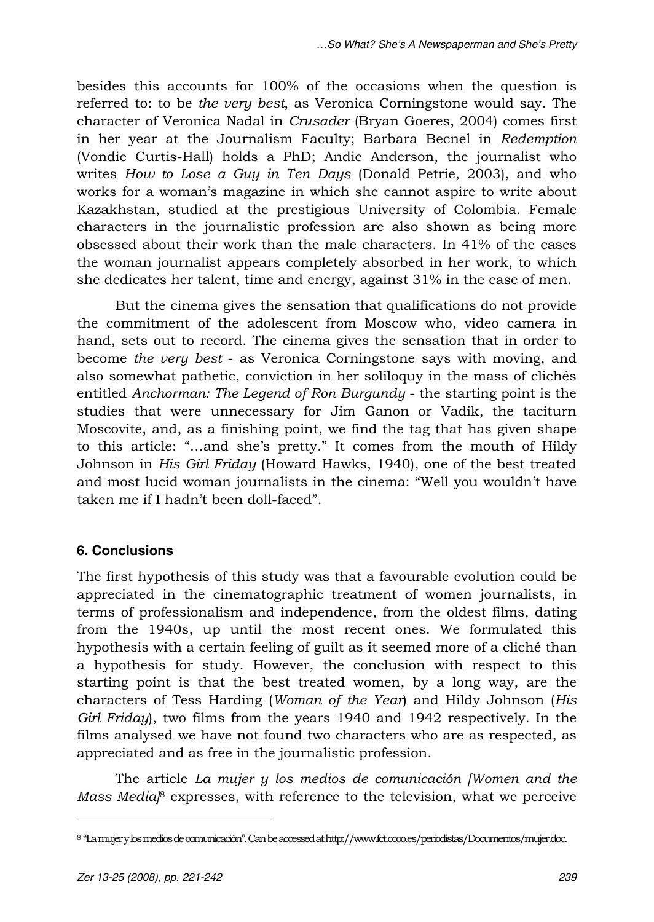besides this accounts for 100% of the occasions when the question is referred to: to be *the very best*, as Veronica Corningstone would say. The character of Veronica Nadal in *Crusader* (Bryan Goeres, 2004) comes first in her year at the Journalism Faculty; Barbara Becnel in *Redemption* (Vondie Curtis-Hall) holds a PhD; Andie Anderson, the journalist who writes *How to Lose a Guy in Ten Days* (Donald Petrie, 2003), and who works for a woman's magazine in which she cannot aspire to write about Kazakhstan, studied at the prestigious University of Colombia. Female characters in the journalistic profession are also shown as being more obsessed about their work than the male characters. In 41% of the cases the woman journalist appears completely absorbed in her work, to which she dedicates her talent, time and energy, against 31% in the case of men.

But the cinema gives the sensation that qualifications do not provide the commitment of the adolescent from Moscow who, video camera in hand, sets out to record. The cinema gives the sensation that in order to become *the very best* - as Veronica Corningstone says with moving, and also somewhat pathetic, conviction in her soliloquy in the mass of clichés entitled *Anchorman: The Legend of Ron Burgundy* - the starting point is the studies that were unnecessary for Jim Ganon or Vadik, the taciturn Moscovite, and, as a finishing point, we find the tag that has given shape to this article: "…and she's pretty." It comes from the mouth of Hildy Johnson in *His Girl Friday* (Howard Hawks, 1940), one of the best treated and most lucid woman journalists in the cinema: "Well you wouldn't have taken me if I hadn't been doll-faced".

## 6. Conclusions

The first hypothesis of this study was that a favourable evolution could be appreciated in the cinematographic treatment of women journalists, in terms of professionalism and independence, from the oldest films, dating from the 1940s, up until the most recent ones. We formulated this hypothesis with a certain feeling of guilt as it seemed more of a cliché than a hypothesis for study. However, the conclusion with respect to this starting point is that the best treated women, by a long way, are the characters of Tess Harding (*Woman of the Year*) and Hildy Johnson (*His Girl Friday*), two films from the years 1940 and 1942 respectively. In the films analysed we have not found two characters who are as respected, as appreciated and as free in the journalistic profession.

The article *La mujer y los medios de comunicación [Women and the Mass Media]*[8] expresses, with reference to the television, what we perceive

[8] "La mujer y los medios de comunicación". Can be accessed at http://www.fct.ccoo.es/periodistas/Documentos/mujer.doc.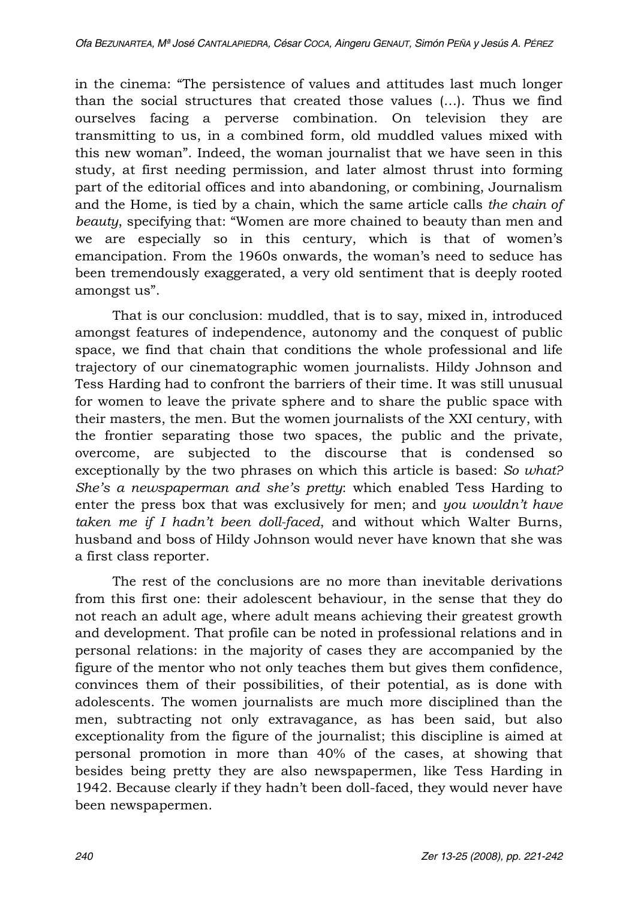in the cinema: "The persistence of values and attitudes last much longer than the social structures that created those values (…). Thus we find ourselves facing a perverse combination. On television they are transmitting to us, in a combined form, old muddled values mixed with this new woman". Indeed, the woman journalist that we have seen in this study, at first needing permission, and later almost thrust into forming part of the editorial offices and into abandoning, or combining, Journalism and the Home, is tied by a chain, which the same article calls *the chain of beauty*, specifying that: "Women are more chained to beauty than men and we are especially so in this century, which is that of women's emancipation. From the 1960s onwards, the woman's need to seduce has been tremendously exaggerated, a very old sentiment that is deeply rooted amongst us".

That is our conclusion: muddled, that is to say, mixed in, introduced amongst features of independence, autonomy and the conquest of public space, we find that chain that conditions the whole professional and life trajectory of our cinematographic women journalists. Hildy Johnson and Tess Harding had to confront the barriers of their time. It was still unusual for women to leave the private sphere and to share the public space with their masters, the men. But the women journalists of the XXI century, with the frontier separating those two spaces, the public and the private, overcome, are subjected to the discourse that is condensed so exceptionally by the two phrases on which this article is based: *So what? She's a newspaperman and she's pretty*: which enabled Tess Harding to enter the press box that was exclusively for men; and *you wouldn't have taken me if I hadn't been doll-faced*, and without which Walter Burns, husband and boss of Hildy Johnson would never have known that she was a first class reporter.

The rest of the conclusions are no more than inevitable derivations from this first one: their adolescent behaviour, in the sense that they do not reach an adult age, where adult means achieving their greatest growth and development. That profile can be noted in professional relations and in personal relations: in the majority of cases they are accompanied by the figure of the mentor who not only teaches them but gives them confidence, convinces them of their possibilities, of their potential, as is done with adolescents. The women journalists are much more disciplined than the men, subtracting not only extravagance, as has been said, but also exceptionality from the figure of the journalist; this discipline is aimed at personal promotion in more than 40% of the cases, at showing that besides being pretty they are also newspapermen, like Tess Harding in 1942. Because clearly if they hadn't been doll-faced, they would never have been newspapermen.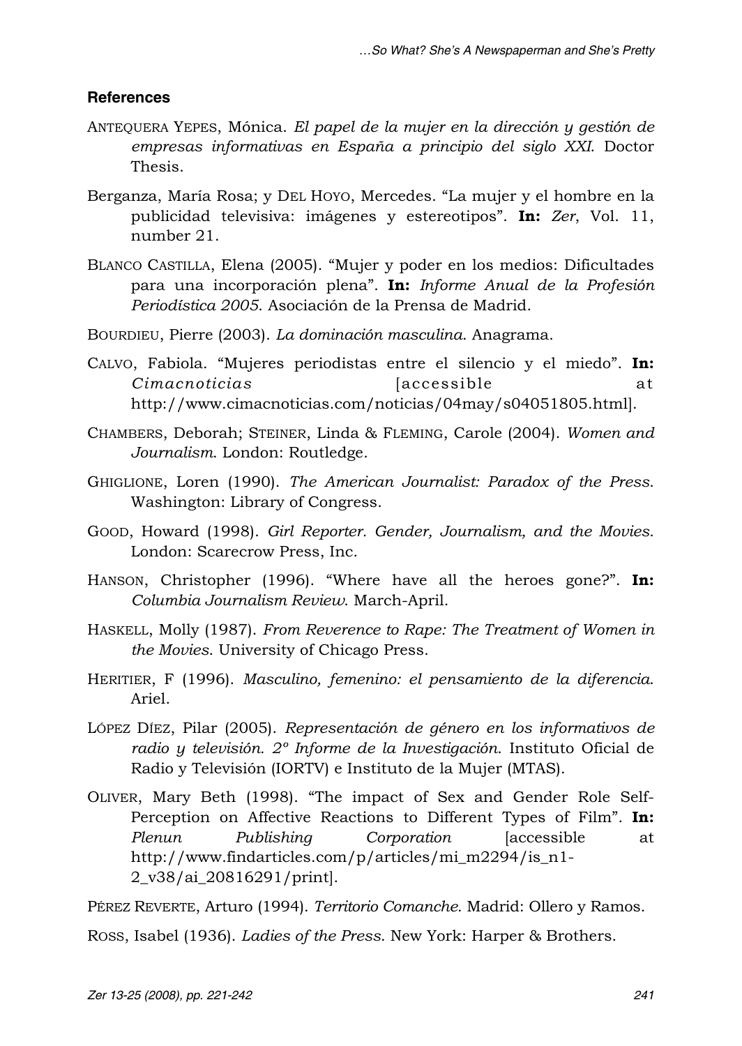### References

ANTEQUERA YEPES, Mónica. *El papel de la mujer en la dirección y gestión de empresas informativas en España a principio del siglo XXI*. Doctor Thesis.

Berganza, María Rosa; y DEL HOYO, Mercedes. "La mujer y el hombre en la publicidad televisiva: imágenes y estereotipos". **In:** *Zer*, Vol. 11, number 21.

BLANCO CASTILLA, Elena (2005). "Mujer y poder en los medios: Dificultades para una incorporación plena". **In:** *Informe Anual de la Profesión Periodística 2005*. Asociación de la Prensa de Madrid.

BOURDIEU, Pierre (2003). *La dominación masculina*. Anagrama.

CALVO, Fabiola. "Mujeres periodistas entre el silencio y el miedo". **In:** *Cimacnoticias* [accessible at http://www.cimacnoticias.com/noticias/04may/s04051805.html].

CHAMBERS, Deborah; STEINER, Linda & FLEMING, Carole (2004). *Women and Journalism*. London: Routledge.

GHIGLIONE, Loren (1990). *The American Journalist: Paradox of the Press*. Washington: Library of Congress.

GOOD, Howard (1998). *Girl Reporter. Gender, Journalism, and the Movies*. London: Scarecrow Press, Inc.

HANSON, Christopher (1996). "Where have all the heroes gone?". **In:** *Columbia Journalism Review*. March-April.

HASKELL, Molly (1987). *From Reverence to Rape: The Treatment of Women in the Movies*. University of Chicago Press.

HERITIER, F (1996). *Masculino, femenino: el pensamiento de la diferencia*. Ariel.

LÓPEZ DÍEZ, Pilar (2005). *Representación de género en los informativos de radio y televisión. 2º Informe de la Investigación*. Instituto Oficial de Radio y Televisión (IORTV) e Instituto de la Mujer (MTAS).

OLIVER, Mary Beth (1998). "The impact of Sex and Gender Role Self-Perception on Affective Reactions to Different Types of Film". **In:** *Plenun Publishing Corporation* [accessible at http://www.findarticles.com/p/articles/mi_m2294/is_n1-2_v38/ai_20816291/print].

PÉREZ REVERTE, Arturo (1994). *Territorio Comanche*. Madrid: Ollero y Ramos.

ROSS, Isabel (1936). *Ladies of the Press*. New York: Harper & Brothers.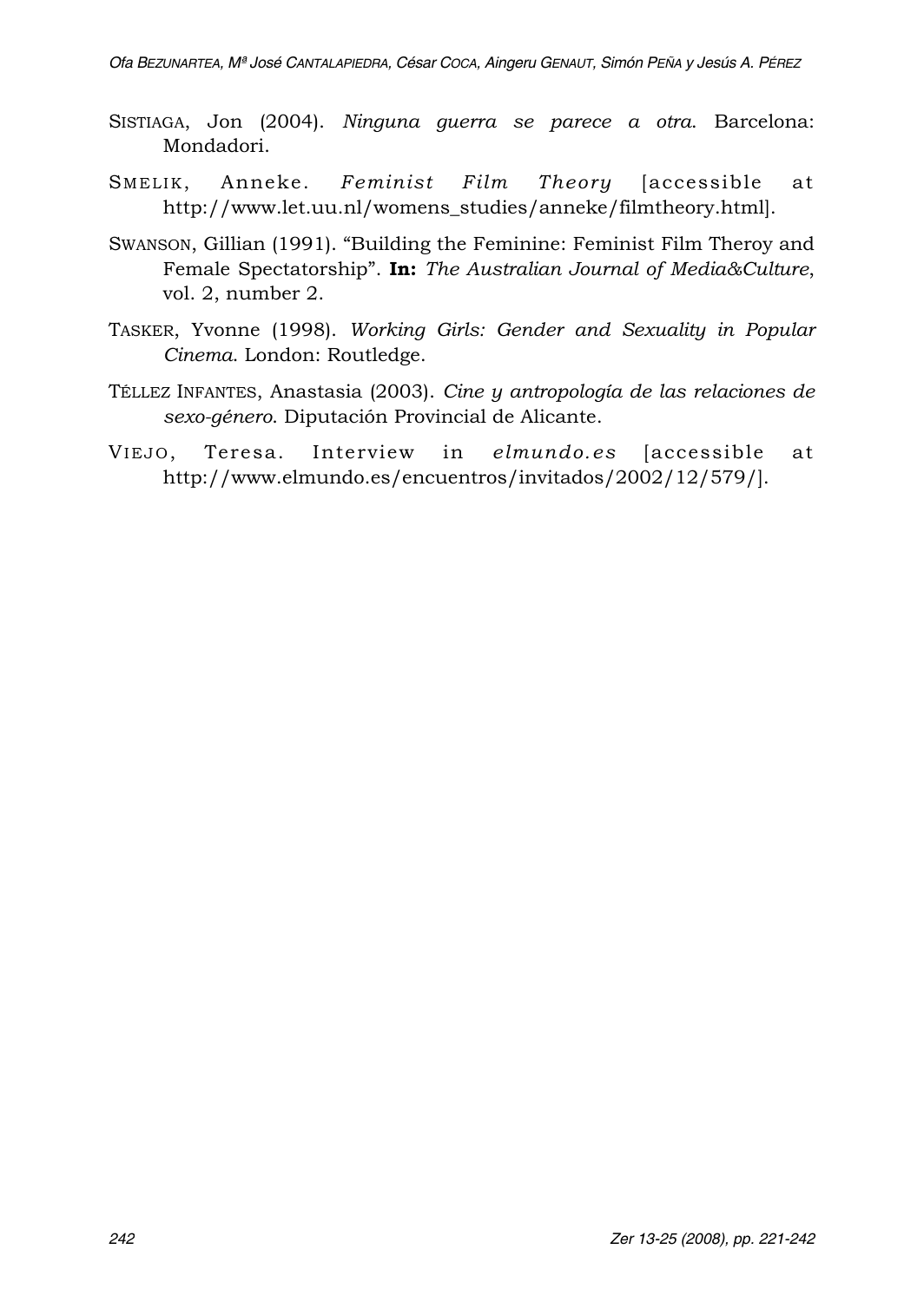SISTIAGA, Jon (2004). *Ninguna guerra se parece a otra*. Barcelona: Mondadori.

SMELIK, Anneke. *Feminist Film Theory* [accessible at http://www.let.uu.nl/womens_studies/anneke/filmtheory.html].

SWANSON, Gillian (1991). "Building the Feminine: Feminist Film Theroy and Female Spectatorship". **In:** *The Australian Journal of Media&Culture*, vol. 2, number 2.

TASKER, Yvonne (1998). *Working Girls: Gender and Sexuality in Popular Cinema*. London: Routledge.

TÉLLEZ INFANTES, Anastasia (2003). *Cine y antropología de las relaciones de sexo-género*. Diputación Provincial de Alicante.

VIEJO, Teresa. Interview in *elmundo.es* [accessible at http://www.elmundo.es/encuentros/invitados/2002/12/579/].